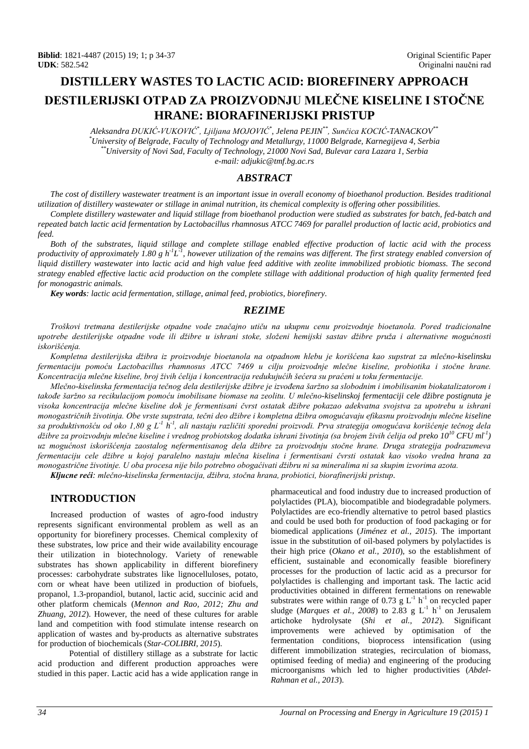**Biblid**: 1821-4487 (2015) 19; 1; p 34-37
**UDK**: 582.542

Original Scientific Paper
Originalni naučni rad

# DISTILLERY WASTES TO LACTIC ACID: BIOREFINERY APPROACH

# DESTILERIJSKI OTPAD ZA PROIZVODNJU MLEČNE KISELINE I STOČNE HRANE: BIORAFINERIJSKI PRISTUP

*Aleksandra ĐUKIĆ-VUKOVIĆ*[*], *Ljiljana MOJOVIĆ*[*], *Jelena PEJIN*[**], *Sunčica KOCIĆ-TANACKOV*[**]

[*] *University of Belgrade, Faculty of Technology and Metallurgy, 11000 Belgrade, Karnegijeva 4, Serbia*

[**] *University of Novi Sad, Faculty of Technology, 21000 Novi Sad, Bulevar cara Lazara 1, Serbia*

*e-mail: adjukic@tmf.bg.ac.rs*

## ABSTRACT

*The cost of distillery wastewater treatment is an important issue in overall economy of bioethanol production. Besides traditional utilization of distillery wastewater or stillage in animal nutrition, its chemical complexity is offering other possibilities.*

*Complete distillery wastewater and liquid stillage from bioethanol production were studied as substrates for batch, fed-batch and repeated batch lactic acid fermentation by Lactobacillus rhamnosus ATCC 7469 for parallel production of lactic acid, probiotics and feed.*

*Both of the substrates, liquid stillage and complete stillage enabled effective production of lactic acid with the process productivity of approximately 1.80 g $h^{-1}L^{-1}$, however utilization of the remains was different. The first strategy enabled conversion of liquid distillery wastewater into lactic acid and high value feed additive with zeolite immobilized probiotic biomass. The second strategy enabled effective lactic acid production on the complete stillage with additional production of high quality fermented feed for monogastric animals.*

***Key words**: lactic acid fermentation, stillage, animal feed, probiotics, biorefinery.*

## REZIME

*Troškovi tretmana destilerijske otpadne vode značajno utiču na ukupnu cenu proizvodnje bioetanola. Pored tradicionalne upotrebe destilerijske otpadne vode ili džibre u ishrani stoke, složeni hemijski sastav džibre pruža i alternativne mogućnosti iskorišćenja.*

*Kompletna destilerijska džibra iz proizvodnje bioetanola na otpadnom hlebu je korišćena kao supstrat za mlečno-kiselinsku fermentaciju pomoću Lactobacillus rhamnosus ATCC 7469 u cilju proizvodnje mlečne kiseline, probiotika i stočne hrane. Koncentracija mlečne kiseline, broj živih ćelija i koncentracija redukujućih šećera su praćeni u toku fermentacije.*

*Mlečno-kiselinska fermentacija tečnog dela destilerijske džibre je izvođena šaržno sa slobodnim i imobilisanim biokatalizatorom i takođe šaržno sa recikulacijom pomoću imobilisane biomase na zeolitu. U mlečno-kiselinskoj fermentaciji cele džibre postignuta je visoka koncentracija mlečne kiseline dok je fermentisani čvrst ostatak džibre pokazao adekvatna svojstva za upotrebu u ishrani monogastričnih životinja. Obe vrste supstrata, tečni deo džibre i kompletna džibra omogućavaju efikasnu proizvodnju mlečne kiseline sa produktivnošću od oko 1,80 g $L^{-1}$ $h^{-1}$, ali nastaju različiti sporedni proizvodi. Prva strategija omogućava korišćenje tečnog dela džibre za proizvodnju mlečne kiseline i vrednog probiotskog dodatka ishrani životinja (sa brojem živih ćelija od preko $10^{10}$ CFU $ml^{-1}$) uz mogućnost iskorišćenja zaostalog nefermentisanog dela džibre za proizvodnju stočne hrane. Druga strategija podrazumeva fermentaciju cele džibre u kojoj paralelno nastaju mlečna kiselina i fermentisani čvrsti ostatak kao visoko vredna hrana za monogastrične životinje. U oba procesa nije bilo potrebno obogaćivati džibru ni sa mineralima ni sa skupim izvorima azota.*

***Ključne reči**: mlečno-kiselinska fermentacija, džibra, stočna hrana, probiotici, biorafinerijski pristup.*

## INTRODUCTION

Increased production of wastes of agro-food industry represents significant environmental problem as well as an opportunity for biorefinery processes. Chemical complexity of these substrates, low price and their wide availability encourage their utilization in biotechnology. Variety of renewable substrates has shown applicability in different biorefinery processes: carbohydrate substrates like lignocelluloses, potato, corn or wheat have been utilized in production of biofuels, propanol, 1.3-propandiol, butanol, lactic acid, succinic acid and other platform chemicals (*Mennon and Rao, 2012; Zhu and Zhuang, 2012*). However, the need of these cultures for arable land and competition with food stimulate intense research on application of wastes and by-products as alternative substrates for production of biochemicals (*Star-COLIBRI, 2015*).

Potential of distillery stillage as a substrate for lactic acid production and different production approaches were studied in this paper. Lactic acid has a wide application range in pharmaceutical and food industry due to increased production of polylactides (PLA), biocompatible and biodegradable polymers. Polylactides are eco-friendly alternative to petrol based plastics and could be used both for production of food packaging or for biomedical applications (*Jiménez et al., 2015*). The important issue in the substitution of oil-based polymers by polylactides is their high price (*Okano et al., 2010*), so the establishment of efficient, sustainable and economically feasible biorefinery processes for the production of lactic acid as a precursor for polylactides is challenging and important task. The lactic acid productivities obtained in different fermentations on renewable substrates were within range of 0.73 g $L^{-1}$ $h^{-1}$ on recycled paper sludge (*Marques et al., 2008*) to 2.83 g $L^{-1}$ $h^{-1}$ on Jerusalem artichoke hydrolysate (*Shi et al., 2012*). Significant improvements were achieved by optimisation of the fermentation conditions, bioprocess intensification (using different immobilization strategies, recirculation of biomass, optimised feeding of media) and engineering of the producing microorganisms which led to higher productivities (*Abdel-Rahman et al., 2013*).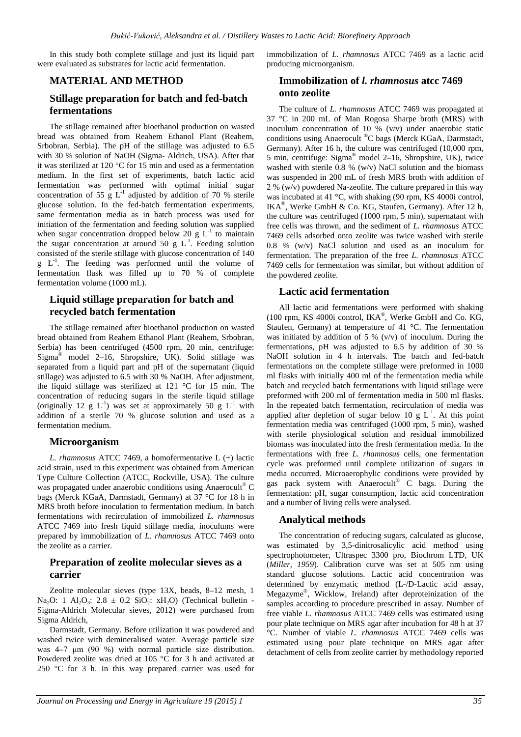In this study both complete stillage and just its liquid part were evaluated as substrates for lactic acid fermentation.

## MATERIAL AND METHOD

### Stillage preparation for batch and fed-batch fermentations

The stillage remained after bioethanol production on wasted bread was obtained from Reahem Ethanol Plant (Reahem, Srbobran, Serbia). The pH of the stillage was adjusted to 6.5 with 30 % solution of NaOH (Sigma- Aldrich, USA). After that it was sterilized at 120 °C for 15 min and used as a fermentation medium. In the first set of experiments, batch lactic acid fermentation was performed with optimal initial sugar concentration of 55 g $L^{-1}$ adjusted by addition of 70 % sterile glucose solution. In the fed-batch fermentation experiments, same fermentation media as in batch process was used for initiation of the fermentation and feeding solution was supplied when sugar concentration dropped below 20 g $L^{-1}$ to maintain the sugar concentration at around 50 g $L^{-1}$. Feeding solution consisted of the sterile stillage with glucose concentration of 140 g $L^{-1}$. The feeding was performed until the volume of fermentation flask was filled up to 70 % of complete fermentation volume (1000 mL).

### Liquid stillage preparation for batch and recycled batch fermentation

The stillage remained after bioethanol production on wasted bread obtained from Reahem Ethanol Plant (Reahem, Srbobran, Serbia) has been centrifuged (4500 rpm, 20 min, centrifuge: Sigma® model 2–16, Shropshire, UK). Solid stillage was separated from a liquid part and pH of the supernatant (liquid stillage) was adjusted to 6.5 with 30 % NaOH. After adjustment, the liquid stillage was sterilized at 121 °C for 15 min. The concentration of reducing sugars in the sterile liquid stillage (originally 12 g $L^{-1}$) was set at approximately 50 g $L^{-1}$ with addition of a sterile 70 % glucose solution and used as a fermentation medium.

### Microorganism

*L. rhamnosus* ATCC 7469, a homofermentative L (+) lactic acid strain, used in this experiment was obtained from American Type Culture Collection (ATCC, Rockville, USA). The culture was propagated under anaerobic conditions using Anaerocult® C bags (Merck KGaA, Darmstadt, Germany) at 37 °C for 18 h in MRS broth before inoculation to fermentation medium. In batch fermentations with recirculation of immobilized *L. rhamnosus* ATCC 7469 into fresh liquid stillage media, inoculums were prepared by immobilization of *L. rhamnosus* ATCC 7469 onto the zeolite as a carrier.

### Preparation of zeolite molecular sieves as a carrier

Zeolite molecular sieves (type 13X, beads, 8–12 mesh, 1 $Na_2O$: 1 $Al_2O_3$: 2.8 ± 0.2 $SiO_2$: $xH_2O$) (Technical bulletin - Sigma-Aldrich Molecular sieves, 2012) were purchased from Sigma Aldrich,

Darmstadt, Germany. Before utilization it was powdered and washed twice with demineralised water. Average particle size was 4–7 µm (90 %) with normal particle size distribution. Powdered zeolite was dried at 105 °C for 3 h and activated at 250 °C for 3 h. In this way prepared carrier was used for immobilization of *L. rhamnosus* ATCC 7469 as a lactic acid producing microorganism.

### Immobilization of *l. rhamnosus* atcc 7469 onto zeolite

The culture of *L. rhamnosus* ATCC 7469 was propagated at 37 °C in 200 mL of Man Rogosa Sharpe broth (MRS) with inoculum concentration of 10 % (v/v) under anaerobic static conditions using Anaerocult ®C bags (Merck KGaA, Darmstadt, Germany). After 16 h, the culture was centrifuged (10,000 rpm, 5 min, centrifuge: Sigma® model 2–16, Shropshire, UK), twice washed with sterile 0.8 % (w/v) NaCl solution and the biomass was suspended in 200 mL of fresh MRS broth with addition of 2 % (w/v) powdered Na-zeolite. The culture prepared in this way was incubated at 41 °C, with shaking (90 rpm, KS 4000i control, IKA®, Werke GmbH & Co. KG, Staufen, Germany). After 12 h, the culture was centrifuged (1000 rpm, 5 min), supernatant with free cells was thrown, and the sediment of *L. rhamnosus* ATCC 7469 cells adsorbed onto zeolite was twice washed with sterile 0.8 % (w/v) NaCl solution and used as an inoculum for fermentation. The preparation of the free *L. rhamnosus* ATCC 7469 cells for fermentation was similar, but without addition of the powdered zeolite.

### Lactic acid fermentation

All lactic acid fermentations were performed with shaking (100 rpm, KS 4000i control, IKA®, Werke GmbH and Co. KG, Staufen, Germany) at temperature of 41 °C. The fermentation was initiated by addition of 5 % (v/v) of inoculum. During the fermentations, pH was adjusted to 6.5 by addition of 30 % NaOH solution in 4 h intervals. The batch and fed-batch fermentations on the complete stillage were preformed in 1000 ml flasks with initially 400 ml of the fermentation media while batch and recycled batch fermentations with liquid stillage were preformed with 200 ml of fermentation media in 500 ml flasks. In the repeated batch fermentation, recirculation of media was applied after depletion of sugar below 10 g $L^{-1}$. At this point fermentation media was centrifuged (1000 rpm, 5 min), washed with sterile physiological solution and residual immobilized biomass was inoculated into the fresh fermentation media. In the fermentations with free *L. rhamnosus* cells, one fermentation cycle was preformed until complete utilization of sugars in media occurred. Microaerophylic conditions were provided by gas pack system with Anaerocult® C bags. During the fermentation: pH, sugar consumption, lactic acid concentration and a number of living cells were analysed.

### Analytical methods

The concentration of reducing sugars, calculated as glucose, was estimated by 3,5-dinitrosalicylic acid method using spectrophotometer, Ultraspec 3300 pro, Biochrom LTD, UK (*Miller, 1959*). Calibration curve was set at 505 nm using standard glucose solutions. Lactic acid concentration was determined by enzymatic method (L-/D-Lactic acid assay, Megazyme®, Wicklow, Ireland) after deproteinization of the samples according to procedure prescribed in assay. Number of free viable *L. rhamnosus* ATCC 7469 cells was estimated using pour plate technique on MRS agar after incubation for 48 h at 37 °C. Number of viable *L. rhamnosus* ATCC 7469 cells was estimated using pour plate technique on MRS agar after detachment of cells from zeolite carrier by methodology reported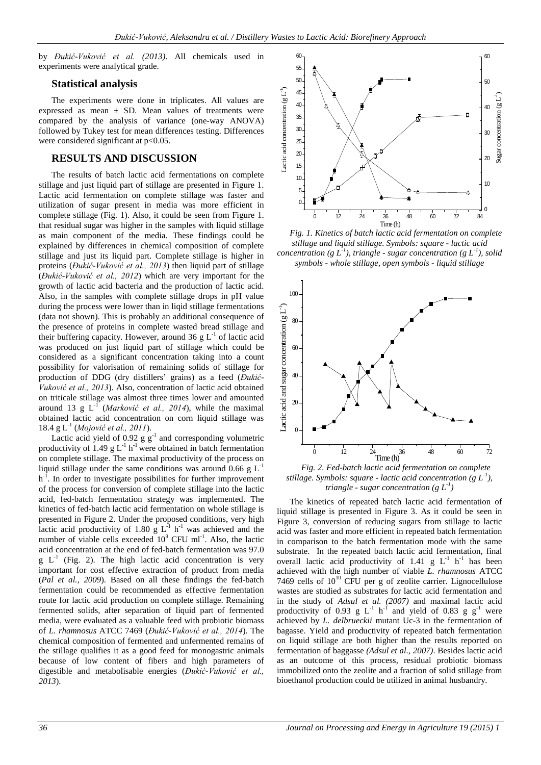by *Đukić-Vuković et al. (2013)*. All chemicals used in experiments were analytical grade.

## Statistical analysis

The experiments were done in triplicates. All values are expressed as mean ± SD. Mean values of treatments were compared by the analysis of variance (one-way ANOVA) followed by Tukey test for mean differences testing. Differences were considered significant at $p<0.05$.

## RESULTS AND DISCUSSION

The results of batch lactic acid fermentations on complete stillage and just liquid part of stillage are presented in Figure 1. Lactic acid fermentation on complete stillage was faster and utilization of sugar present in media was more efficient in complete stillage (Fig. 1). Also, it could be seen from Figure 1. that residual sugar was higher in the samples with liquid stillage as main component of the media. These findings could be explained by differences in chemical composition of complete stillage and just its liquid part. Complete stillage is higher in proteins (*Đukić-Vuković et al., 2013*) then liquid part of stillage (*Đukić-Vuković et al., 2012*) which are very important for the growth of lactic acid bacteria and the production of lactic acid. Also, in the samples with complete stillage drops in pH value during the process were lower than in liqid stillage fermentations (data not shown). This is probably an additional consequence of the presence of proteins in complete wasted bread stillage and their buffering capacity. However, around 36 g $L^{-1}$ of lactic acid was produced on just liquid part of stillage which could be considered as a significant concentration taking into a count possibility for valorisation of remaining solids of stillage for production of DDG (dry distillers' grains) as a feed (*Đukić-Vuković et al., 2013*). Also, concentration of lactic acid obtained on triticale stillage was almost three times lower and amounted around 13 g $L^{-1}$ (*Marković et al., 2014*), while the maximal obtained lactic acid concentration on corn liquid stillage was 18.4 g $L^{-1}$ (*Mojović et al., 2011*).

Lactic acid yield of 0.92 g $g^{-1}$ and corresponding volumetric productivity of 1.49 g $L^{-1}$ $h^{-1}$ were obtained in batch fermentation on complete stillage. The maximal productivity of the process on liquid stillage under the same conditions was around 0.66 g $L^{-1}$ $h^{-1}$. In order to investigate possibilities for further improvement of the process for conversion of complete stillage into the lactic acid, fed-batch fermentation strategy was implemented. The kinetics of fed-batch lactic acid fermentation on whole stillage is presented in Figure 2. Under the proposed conditions, very high lactic acid productivity of 1.80 g $L^{-1}$ $h^{-1}$ was achieved and the number of viable cells exceeded $10^9$ CFU $ml^{-1}$. Also, the lactic acid concentration at the end of fed-batch fermentation was 97.0 g $L^{-1}$ (Fig. 2). The high lactic acid concentration is very important for cost effective extraction of product from media (*Pal et al., 2009*). Based on all these findings the fed-batch fermentation could be recommended as effective fermentation route for lactic acid production on complete stillage. Remaining fermented solids, after separation of liquid part of fermented media, were evaluated as a valuable feed with probiotic biomass of *L. rhamnosus* ATCC 7469 (*Đukić-Vuković et al., 2014*). The chemical composition of fermented and unfermented remains of the stillage qualifies it as a good feed for monogastric animals because of low content of fibers and high parameters of digestible and metabolisable energies (*Đukić-Vuković et al., 2013*).

*Fig. 1. Kinetics of batch lactic acid fermentation on complete stillage and liquid stillage. Symbols: square - lactic acid concentration (g $L^{-1}$), triangle - sugar concentration (g $L^{-1}$), solid symbols - whole stillage, open symbols - liquid stillage*

*Fig. 2. Fed-batch lactic acid fermentation on complete stillage. Symbols: square - lactic acid concentration (g $L^{-1}$), triangle - sugar concentration (g $L^{-1}$)*

The kinetics of repeated batch lactic acid fermentation of liquid stillage is presented in Figure 3. As it could be seen in Figure 3, conversion of reducing sugars from stillage to lactic acid was faster and more efficient in repeated batch fermentation in comparison to the batch fermentation mode with the same substrate. In the repeated batch lactic acid fermentation, final overall lactic acid productivity of 1.41 g $L^{-1}$ $h^{-1}$ has been achieved with the high number of viable *L. rhamnosus* ATCC 7469 cells of $10^{10}$ CFU per g of zeolite carrier. Lignocellulose wastes are studied as substrates for lactic acid fermentation and in the study of *Adsul et al. (2007)* and maximal lactic acid productivity of 0.93 g $L^{-1}$ $h^{-1}$ and yield of 0.83 g $g^{-1}$ were achieved by *L. delbrueckii* mutant Uc-3 in the fermentation of bagasse. Yield and productivity of repeated batch fermentation on liquid stillage are both higher than the results reported on fermentation of baggasse *(Adsul et al., 2007)*. Besides lactic acid as an outcome of this process, residual probiotic biomass immobilized onto the zeolite and a fraction of solid stillage from bioethanol production could be utilized in animal husbandry.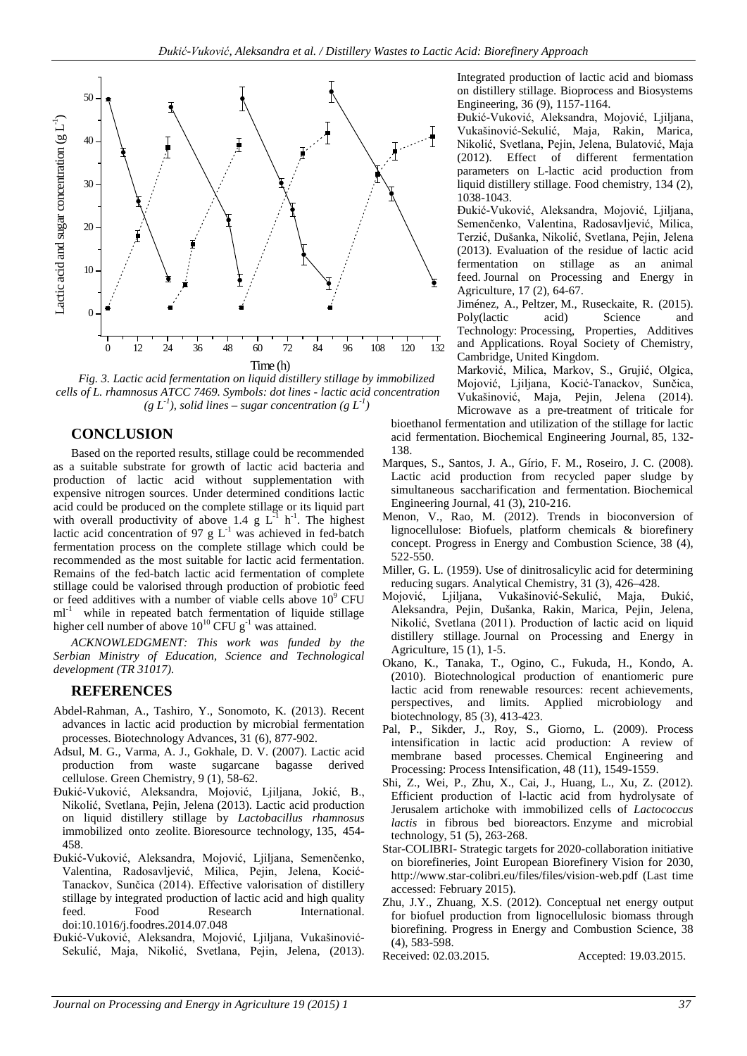Lactic acid and sugar concentration (g L$^{-1}$)

50

40

30

20

10

0

0 12 24 36 48 60 72 84 96 108 120 132

Time (h)

*Fig. 3. Lactic acid fermentation on liquid distillery stillage by immobilized cells of L. rhamnosus ATCC 7469. Symbols: dot lines - lactic acid concentration (g L$^{-1}$), solid lines – sugar concentration (g L$^{-1}$)*

## CONCLUSION

Based on the reported results, stillage could be recommended as a suitable substrate for growth of lactic acid bacteria and production of lactic acid without supplementation with expensive nitrogen sources. Under determined conditions lactic acid could be produced on the complete stillage or its liquid part with overall productivity of above 1.4 g L$^{-1}$ h$^{-1}$. The highest lactic acid concentration of 97 g L$^{-1}$ was achieved in fed-batch fermentation process on the complete stillage which could be recommended as the most suitable for lactic acid fermentation. Remains of the fed-batch lactic acid fermentation of complete stillage could be valorised through production of probiotic feed or feed additives with a number of viable cells above $10^9$ CFU ml$^{-1}$ while in repeated batch fermentation of liquide stillage higher cell number of above $10^{10}$ CFU g$^{-1}$ was attained.

*ACKNOWLEDGMENT: This work was funded by the Serbian Ministry of Education, Science and Technological development (TR 31017).*

## REFERENCES

Abdel-Rahman, A., Tashiro, Y., Sonomoto, K. (2013). Recent advances in lactic acid production by microbial fermentation processes. Biotechnology Advances, 31 (6), 877-902.

Adsul, M. G., Varma, A. J., Gokhale, D. V. (2007). Lactic acid production from waste sugarcane bagasse derived cellulose. Green Chemistry, 9 (1), 58-62.

Đukić-Vuković, Aleksandra, Mojović, Ljiljana, Jokić, B., Nikolić, Svetlana, Pejin, Jelena (2013). Lactic acid production on liquid distillery stillage by *Lactobacillus rhamnosus* immobilized onto zeolite. Bioresource technology, 135, 454-458.

Đukić-Vuković, Aleksandra, Mojović, Ljiljana, Semenčenko, Valentina, Radosavljević, Milica, Pejin, Jelena, Kocić-Tanackov, Sunčica (2014). Effective valorisation of distillery stillage by integrated production of lactic acid and high quality feed. Food Research International. doi:10.1016/j.foodres.2014.07.048

Đukić-Vuković, Aleksandra, Mojović, Ljiljana, Vukašinović-Sekulić, Maja, Nikolić, Svetlana, Pejin, Jelena, (2013). Integrated production of lactic acid and biomass on distillery stillage. Bioprocess and Biosystems Engineering, 36 (9), 1157-1164.

Đukić-Vuković, Aleksandra, Mojović, Ljiljana, Vukašinović-Sekulić, Maja, Rakin, Marica, Nikolić, Svetlana, Pejin, Jelena, Bulatović, Maja (2012). Effect of different fermentation parameters on L-lactic acid production from liquid distillery stillage. Food chemistry, 134 (2), 1038-1043.

Đukić-Vuković, Aleksandra, Mojović, Ljiljana, Semenčenko, Valentina, Radosavljević, Milica, Terzić, Dušanka, Nikolić, Svetlana, Pejin, Jelena (2013). Evaluation of the residue of lactic acid fermentation on stillage as an animal feed. Journal on Processing and Energy in Agriculture, 17 (2), 64-67.

Jiménez, A., Peltzer, M., Ruseckaite, R. (2015). Poly(lactic acid) Science and Technology: Processing, Properties, Additives and Applications. Royal Society of Chemistry, Cambridge, United Kingdom.

Marković, Milica, Markov, S., Grujić, Olgica, Mojović, Ljiljana, Kocić-Tanackov, Sunčica, Vukašinović, Maja, Pejin, Jelena (2014). Microwave as a pre-treatment of triticale for bioethanol fermentation and utilization of the stillage for lactic acid fermentation. Biochemical Engineering Journal, 85, 132-138.

Marques, S., Santos, J. A., Gírio, F. M., Roseiro, J. C. (2008). Lactic acid production from recycled paper sludge by simultaneous saccharification and fermentation. Biochemical Engineering Journal, 41 (3), 210-216.

Menon, V., Rao, M. (2012). Trends in bioconversion of lignocellulose: Biofuels, platform chemicals & biorefinery concept. Progress in Energy and Combustion Science, 38 (4), 522-550.

Miller, G. L. (1959). Use of dinitrosalicylic acid for determining reducing sugars. Analytical Chemistry, 31 (3), 426–428.

Mojović, Ljiljana, Vukašinović-Sekulić, Maja, Đukić, Aleksandra, Pejin, Dušanka, Rakin, Marica, Pejin, Jelena, Nikolić, Svetlana (2011). Production of lactic acid on liquid distillery stillage. Journal on Processing and Energy in Agriculture, 15 (1), 1-5.

Okano, K., Tanaka, T., Ogino, C., Fukuda, H., Kondo, A. (2010). Biotechnological production of enantiomeric pure lactic acid from renewable resources: recent achievements, perspectives, and limits. Applied microbiology and biotechnology, 85 (3), 413-423.

Pal, P., Sikder, J., Roy, S., Giorno, L. (2009). Process intensification in lactic acid production: A review of membrane based processes. Chemical Engineering and Processing: Process Intensification, 48 (11), 1549-1559.

Shi, Z., Wei, P., Zhu, X., Cai, J., Huang, L., Xu, Z. (2012). Efficient production of l-lactic acid from hydrolysate of Jerusalem artichoke with immobilized cells of *Lactococcus lactis* in fibrous bed bioreactors. Enzyme and microbial technology, 51 (5), 263-268.

Star-COLIBRI- Strategic targets for 2020-collaboration initiative on biorefineries, Joint European Biorefinery Vision for 2030, http://www.star-colibri.eu/files/files/vision-web.pdf (Last time accessed: February 2015).

Zhu, J.Y., Zhuang, X.S. (2012). Conceptual net energy output for biofuel production from lignocellulosic biomass through biorefining. Progress in Energy and Combustion Science, 38 (4), 583-598.

Received: 02.03.2015. Accepted: 19.03.2015.